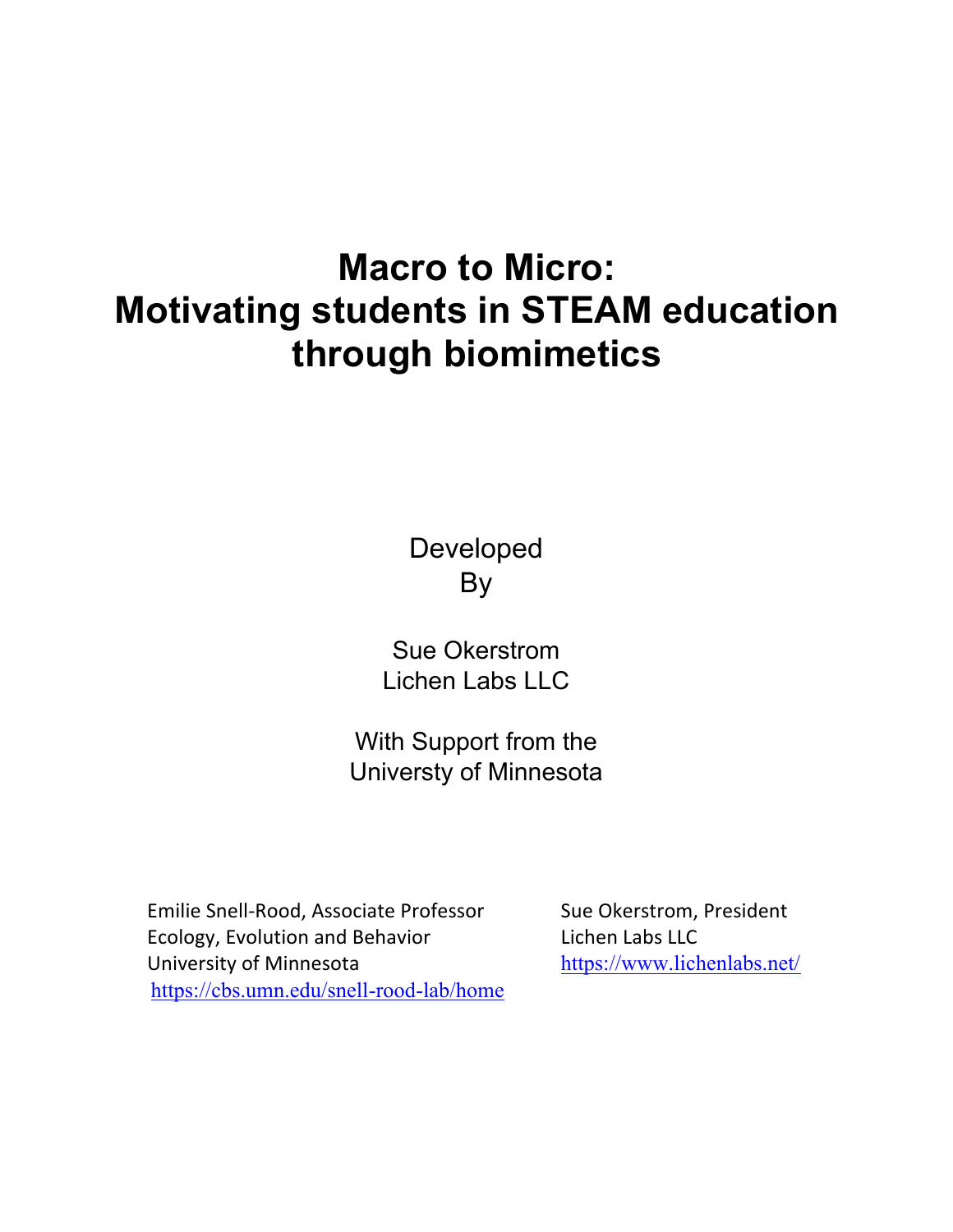# Macro to Micro: Motivating students in STEAM education through biomimetics

Developed
By

Sue Okerstrom
Lichen Labs LLC

With Support from the
Universty of Minnesota

Emilie Snell-Rood, Associate Professor
Ecology, Evolution and Behavior
University of Minnesota
https://cbs.umn.edu/snell-rood-lab/home

Sue Okerstrom, President
Lichen Labs LLC
https://www.lichenlabs.net/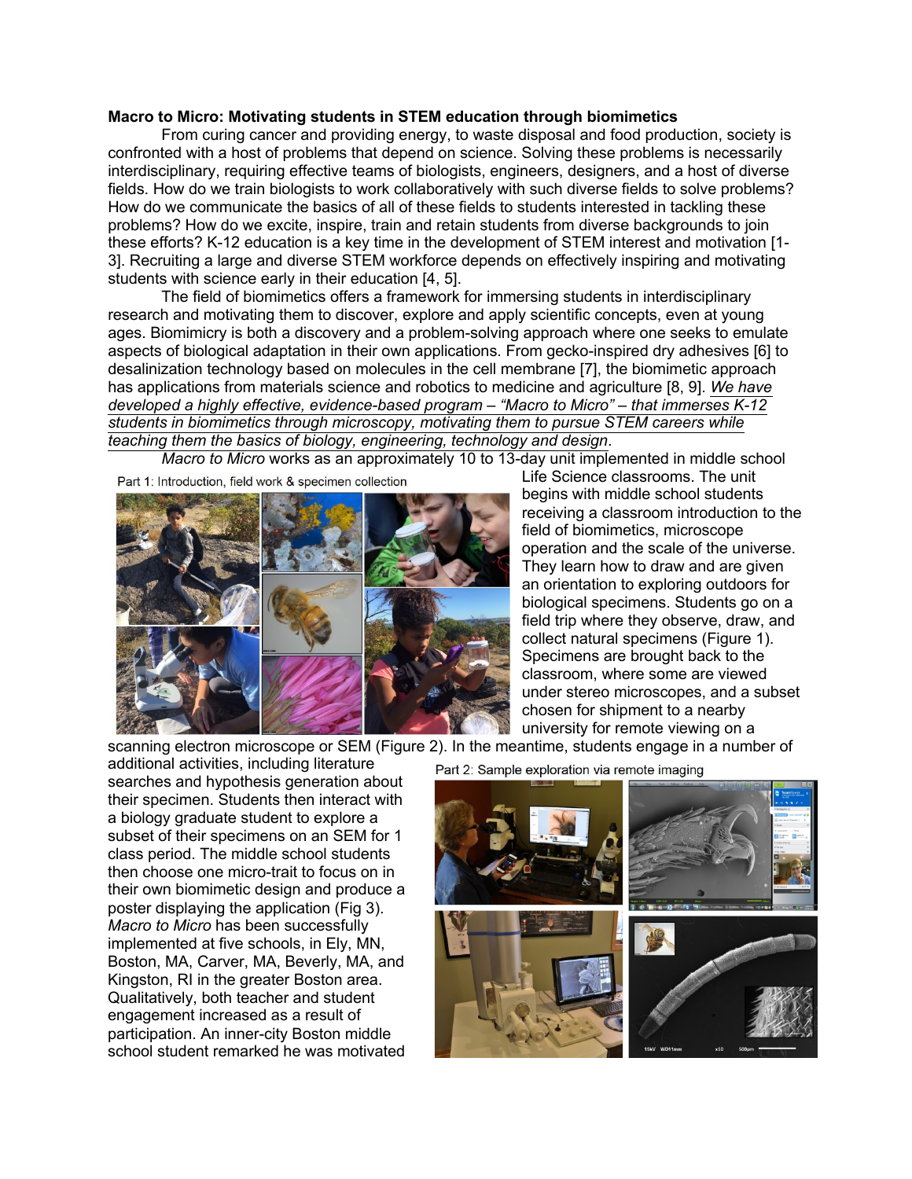**Macro to Micro: Motivating students in STEM education through biomimetics**

From curing cancer and providing energy, to waste disposal and food production, society is confronted with a host of problems that depend on science. Solving these problems is necessarily interdisciplinary, requiring effective teams of biologists, engineers, designers, and a host of diverse fields. How do we train biologists to work collaboratively with such diverse fields to solve problems? How do we communicate the basics of all of these fields to students interested in tackling these problems? How do we excite, inspire, train and retain students from diverse backgrounds to join these efforts? K-12 education is a key time in the development of STEM interest and motivation [1-3]. Recruiting a large and diverse STEM workforce depends on effectively inspiring and motivating students with science early in their education [4, 5].

The field of biomimetics offers a framework for immersing students in interdisciplinary research and motivating them to discover, explore and apply scientific concepts, even at young ages. Biomimicry is both a discovery and a problem-solving approach where one seeks to emulate aspects of biological adaptation in their own applications. From gecko-inspired dry adhesives [6] to desalinization technology based on molecules in the cell membrane [7], the biomimetic approach has applications from materials science and robotics to medicine and agriculture [8, 9]. *We have developed a highly effective, evidence-based program – "Macro to Micro" – that immerses K-12 students in biomimetics through microscopy, motivating them to pursue STEM careers while teaching them the basics of biology, engineering, technology and design*.

*Macro to Micro* works as an approximately 10 to 13-day unit implemented in middle school Life Science classrooms. The unit begins with middle school students receiving a classroom introduction to the field of biomimetics, microscope operation and the scale of the universe. They learn how to draw and are given an orientation to exploring outdoors for biological specimens. Students go on a field trip where they observe, draw, and collect natural specimens (Figure 1). Specimens are brought back to the classroom, where some are viewed under stereo microscopes, and a subset chosen for shipment to a nearby university for remote viewing on a scanning electron microscope or SEM (Figure 2). In the meantime, students engage in a number of additional activities, including literature searches and hypothesis generation about their specimen. Students then interact with a biology graduate student to explore a subset of their specimens on an SEM for 1 class period. The middle school students then choose one micro-trait to focus on in their own biomimetic design and produce a poster displaying the application (Fig 3). *Macro to Micro* has successfully implemented at five schools, in Ely, MN, Boston, MA, Carver, MA, Beverly, MA, and Kingston, RI in the greater Boston area. Qualitatively, both teacher and student engagement increased as a result of participation. An inner-city Boston middle school student remarked he was motivated

Part 1: Introduction, field work & specimen collection

Part 2: Sample exploration via remote imaging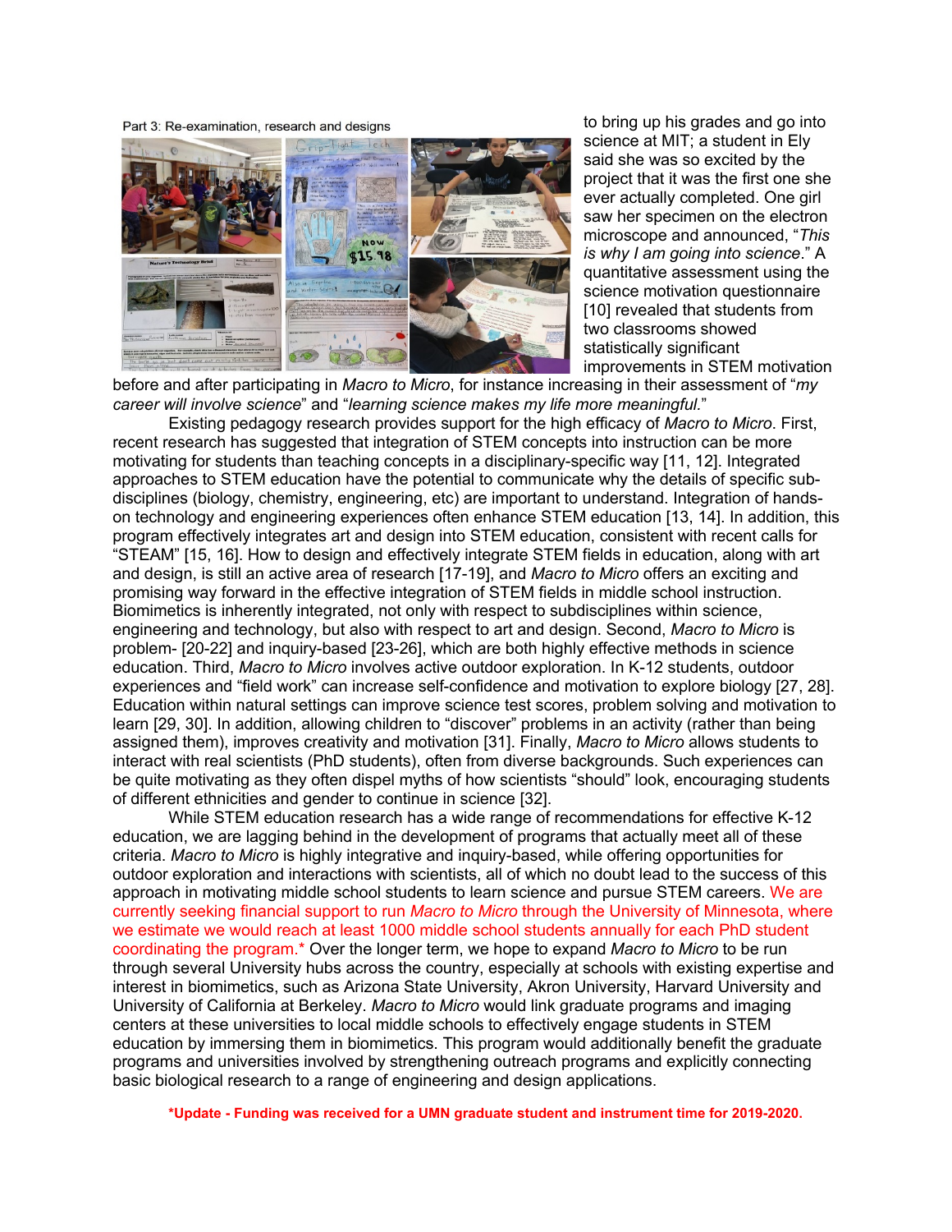Part 3: Re-examination, research and designs

to bring up his grades and go into science at MIT; a student in Ely said she was so excited by the project that it was the first one she ever actually completed. One girl saw her specimen on the electron microscope and announced, "*This is why I am going into science*." A quantitative assessment using the science motivation questionnaire [10] revealed that students from two classrooms showed statistically significant improvements in STEM motivation before and after participating in *Macro to Micro*, for instance increasing in their assessment of "*my career will involve science*" and "*learning science makes my life more meaningful.*"

Existing pedagogy research provides support for the high efficacy of *Macro to Micro*. First, recent research has suggested that integration of STEM concepts into instruction can be more motivating for students than teaching concepts in a disciplinary-specific way [11, 12]. Integrated approaches to STEM education have the potential to communicate why the details of specific sub-disciplines (biology, chemistry, engineering, etc) are important to understand. Integration of hands-on technology and engineering experiences often enhance STEM education [13, 14]. In addition, this program effectively integrates art and design into STEM education, consistent with recent calls for "STEAM" [15, 16]. How to design and effectively integrate STEM fields in education, along with art and design, is still an active area of research [17-19], and *Macro to Micro* offers an exciting and promising way forward in the effective integration of STEM fields in middle school instruction. Biomimetics is inherently integrated, not only with respect to subdisciplines within science, engineering and technology, but also with respect to art and design. Second, *Macro to Micro* is problem- [20-22] and inquiry-based [23-26], which are both highly effective methods in science education. Third, *Macro to Micro* involves active outdoor exploration. In K-12 students, outdoor experiences and "field work" can increase self-confidence and motivation to explore biology [27, 28]. Education within natural settings can improve science test scores, problem solving and motivation to learn [29, 30]. In addition, allowing children to "discover" problems in an activity (rather than being assigned them), improves creativity and motivation [31]. Finally, *Macro to Micro* allows students to interact with real scientists (PhD students), often from diverse backgrounds. Such experiences can be quite motivating as they often dispel myths of how scientists "should" look, encouraging students of different ethnicities and gender to continue in science [32].

While STEM education research has a wide range of recommendations for effective K-12 education, we are lagging behind in the development of programs that actually meet all of these criteria. *Macro to Micro* is highly integrative and inquiry-based, while offering opportunities for outdoor exploration and interactions with scientists, all of which no doubt lead to the success of this approach in motivating middle school students to learn science and pursue STEM careers. We are currently seeking financial support to run *Macro to Micro* through the University of Minnesota, where we estimate we would reach at least 1000 middle school students annually for each PhD student coordinating the program.* Over the longer term, we hope to expand *Macro to Micro* to be run through several University hubs across the country, especially at schools with existing expertise and interest in biomimetics, such as Arizona State University, Akron University, Harvard University and University of California at Berkeley. *Macro to Micro* would link graduate programs and imaging centers at these universities to local middle schools to effectively engage students in STEM education by immersing them in biomimetics. This program would additionally benefit the graduate programs and universities involved by strengthening outreach programs and explicitly connecting basic biological research to a range of engineering and design applications.

**\*Update - Funding was received for a UMN graduate student and instrument time for 2019-2020.**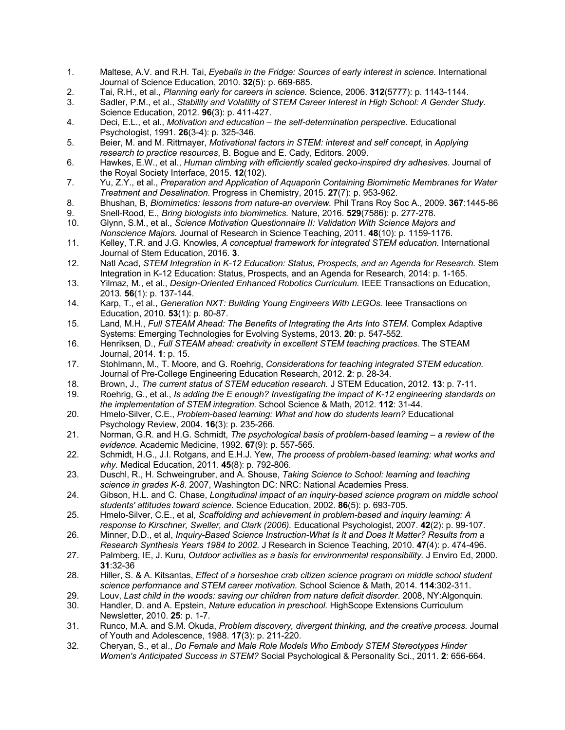1. Maltese, A.V. and R.H. Tai, *Eyeballs in the Fridge: Sources of early interest in science.* International Journal of Science Education, 2010. **32**(5): p. 669-685.
2. Tai, R.H., et al., *Planning early for careers in science.* Science, 2006. **312**(5777): p. 1143-1144.
3. Sadler, P.M., et al., *Stability and Volatility of STEM Career Interest in High School: A Gender Study.* Science Education, 2012. **96**(3): p. 411-427.
4. Deci, E.L., et al., *Motivation and education – the self-determination perspective.* Educational Psychologist, 1991. **26**(3-4): p. 325-346.
5. Beier, M. and M. Rittmayer, *Motivational factors in STEM: interest and self concept*, in *Applying research to practice resources*, B. Bogue and E. Cady, Editors. 2009.
6. Hawkes, E.W., et al., *Human climbing with efficiently scaled gecko-inspired dry adhesives.* Journal of the Royal Society Interface, 2015. **12**(102).
7. Yu, Z.Y., et al., *Preparation and Application of Aquaporin Containing Biomimetic Membranes for Water Treatment and Desalination.* Progress in Chemistry, 2015. **27**(7): p. 953-962.
8. Bhushan, B, *Biomimetics: lessons from nature-an overview.* Phil Trans Roy Soc A., 2009. **367**:1445-86
9. Snell-Rood, E., *Bring biologists into biomimetics.* Nature, 2016. **529**(7586): p. 277-278.
10. Glynn, S.M., et al., *Science Motivation Questionnaire II: Validation With Science Majors and Nonscience Majors.* Journal of Research in Science Teaching, 2011. **48**(10): p. 1159-1176.
11. Kelley, T.R. and J.G. Knowles, *A conceptual framework for integrated STEM education.* International Journal of Stem Education, 2016. **3**.
12. Natl Acad, *STEM Integration in K-12 Education: Status, Prospects, and an Agenda for Research.* Stem Integration in K-12 Education: Status, Prospects, and an Agenda for Research, 2014: p. 1-165.
13. Yilmaz, M., et al., *Design-Oriented Enhanced Robotics Curriculum.* IEEE Transactions on Education, 2013. **56**(1): p. 137-144.
14. Karp, T., et al., *Generation NXT: Building Young Engineers With LEGOs.* Ieee Transactions on Education, 2010. **53**(1): p. 80-87.
15. Land, M.H., *Full STEAM Ahead: The Benefits of Integrating the Arts Into STEM.* Complex Adaptive Systems: Emerging Technologies for Evolving Systems, 2013. **20**: p. 547-552.
16. Henriksen, D., *Full STEAM ahead: creativity in excellent STEM teaching practices.* The STEAM Journal, 2014. **1**: p. 15.
17. Stohlmann, M., T. Moore, and G. Roehrig, *Considerations for teaching integrated STEM education.* Journal of Pre-College Engineering Education Research, 2012. **2**: p. 28-34.
18. Brown, J., *The current status of STEM education research.* J STEM Education, 2012. **13**: p. 7-11.
19. Roehrig, G., et al., *Is adding the E enough? Investigating the impact of K-12 engineering standards on the implementation of STEM integration.* School Science & Math, 2012. **112**: 31-44.
20. Hmelo-Silver, C.E., *Problem-based learning: What and how do students learn?* Educational Psychology Review, 2004. **16**(3): p. 235-266.
21. Norman, G.R. and H.G. Schmidt, *The psychological basis of problem-based learning – a review of the evidence.* Academic Medicine, 1992. **67**(9): p. 557-565.
22. Schmidt, H.G., J.I. Rotgans, and E.H.J. Yew, *The process of problem-based learning: what works and why.* Medical Education, 2011. **45**(8): p. 792-806.
23. Duschl, R., H. Schweingruber, and A. Shouse, *Taking Science to School: learning and teaching science in grades K-8*. 2007, Washington DC: NRC: National Academies Press.
24. Gibson, H.L. and C. Chase, *Longitudinal impact of an inquiry-based science program on middle school students' attitudes toward science.* Science Education, 2002. **86**(5): p. 693-705.
25. Hmelo-Silver, C.E., et al, *Scaffolding and achievement in problem-based and inquiry learning: A response to Kirschner, Sweller, and Clark (2006).* Educational Psychologist, 2007. **42**(2): p. 99-107.
26. Minner, D.D., et al, *Inquiry-Based Science Instruction-What Is It and Does It Matter? Results from a Research Synthesis Years 1984 to 2002.* J Research in Science Teaching, 2010. **47**(4): p. 474-496.
27. Palmberg, IE, J. Kuru, *Outdoor activities as a basis for environmental responsibility.* J Enviro Ed, 2000. **31**:32-36
28. Hiller, S. & A. Kitsantas, *Effect of a horseshoe crab citizen science program on middle school student science performance and STEM career motivation.* School Science & Math, 2014. **114**:302-311.
29. Louv, *Last child in the woods: saving our children from nature deficit disorder*. 2008, NY:Algonquin.
30. Handler, D. and A. Epstein, *Nature education in preschool.* HighScope Extensions Curriculum Newsletter, 2010. **25**: p. 1-7.
31. Runco, M.A. and S.M. Okuda, *Problem discovery, divergent thinking, and the creative process.* Journal of Youth and Adolescence, 1988. **17**(3): p. 211-220.
32. Cheryan, S., et al., *Do Female and Male Role Models Who Embody STEM Stereotypes Hinder Women's Anticipated Success in STEM?* Social Psychological & Personality Sci., 2011. **2**: 656-664.